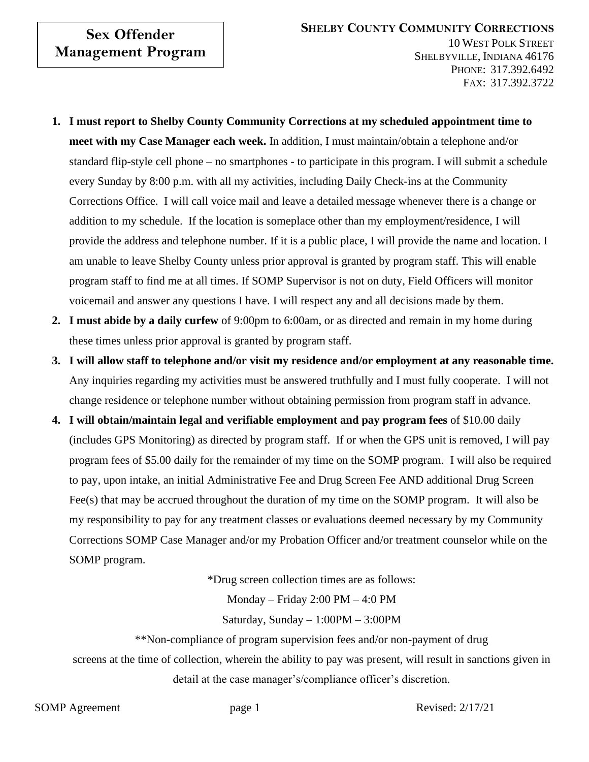# Sex Offender Management Program

**SHELBY COUNTY COMMUNITY CORRECTIONS**
10 WEST POLK STREET
SHELBYVILLE, INDIANA 46176
PHONE: 317.392.6492
FAX: 317.392.3722

1. **I must report to Shelby County Community Corrections at my scheduled appointment time to meet with my Case Manager each week.** In addition, I must maintain/obtain a telephone and/or standard flip-style cell phone – no smartphones - to participate in this program. I will submit a schedule every Sunday by 8:00 p.m. with all my activities, including Daily Check-ins at the Community Corrections Office. I will call voice mail and leave a detailed message whenever there is a change or addition to my schedule. If the location is someplace other than my employment/residence, I will provide the address and telephone number. If it is a public place, I will provide the name and location. I am unable to leave Shelby County unless prior approval is granted by program staff. This will enable program staff to find me at all times. If SOMP Supervisor is not on duty, Field Officers will monitor voicemail and answer any questions I have. I will respect any and all decisions made by them.
2. **I must abide by a daily curfew** of 9:00pm to 6:00am, or as directed and remain in my home during these times unless prior approval is granted by program staff.
3. **I will allow staff to telephone and/or visit my residence and/or employment at any reasonable time.** Any inquiries regarding my activities must be answered truthfully and I must fully cooperate. I will not change residence or telephone number without obtaining permission from program staff in advance.
4. **I will obtain/maintain legal and verifiable employment and pay program fees** of $10.00 daily (includes GPS Monitoring) as directed by program staff. If or when the GPS unit is removed, I will pay program fees of $5.00 daily for the remainder of my time on the SOMP program. I will also be required to pay, upon intake, an initial Administrative Fee and Drug Screen Fee AND additional Drug Screen Fee(s) that may be accrued throughout the duration of my time on the SOMP program. It will also be my responsibility to pay for any treatment classes or evaluations deemed necessary by my Community Corrections SOMP Case Manager and/or my Probation Officer and/or treatment counselor while on the SOMP program.

*Drug screen collection times are as follows:

Monday – Friday 2:00 PM – 4:0 PM

Saturday, Sunday – 1:00PM – 3:00PM

**Non-compliance of program supervision fees and/or non-payment of drug screens at the time of collection, wherein the ability to pay was present, will result in sanctions given in detail at the case manager's/compliance officer's discretion.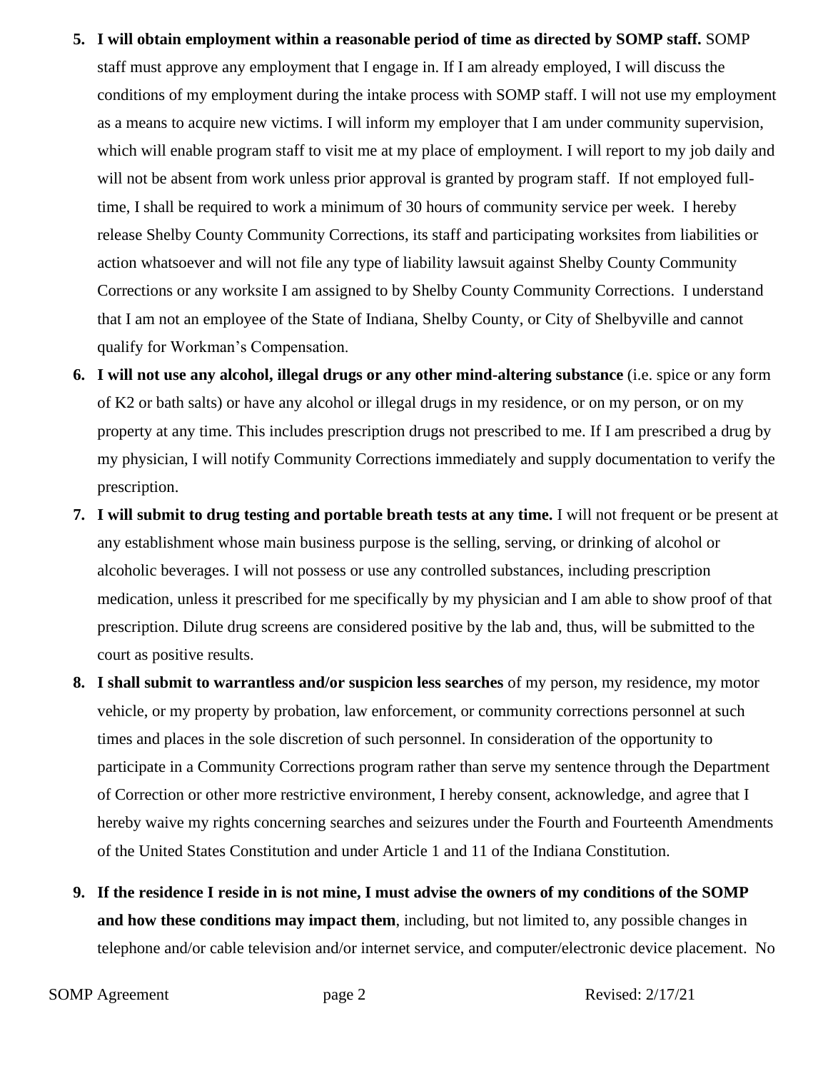5. **I will obtain employment within a reasonable period of time as directed by SOMP staff.** SOMP staff must approve any employment that I engage in. If I am already employed, I will discuss the conditions of my employment during the intake process with SOMP staff. I will not use my employment as a means to acquire new victims. I will inform my employer that I am under community supervision, which will enable program staff to visit me at my place of employment. I will report to my job daily and will not be absent from work unless prior approval is granted by program staff. If not employed full-time, I shall be required to work a minimum of 30 hours of community service per week. I hereby release Shelby County Community Corrections, its staff and participating worksites from liabilities or action whatsoever and will not file any type of liability lawsuit against Shelby County Community Corrections or any worksite I am assigned to by Shelby County Community Corrections. I understand that I am not an employee of the State of Indiana, Shelby County, or City of Shelbyville and cannot qualify for Workman's Compensation.
6. **I will not use any alcohol, illegal drugs or any other mind-altering substance** (i.e. spice or any form of K2 or bath salts) or have any alcohol or illegal drugs in my residence, or on my person, or on my property at any time. This includes prescription drugs not prescribed to me. If I am prescribed a drug by my physician, I will notify Community Corrections immediately and supply documentation to verify the prescription.
7. **I will submit to drug testing and portable breath tests at any time.** I will not frequent or be present at any establishment whose main business purpose is the selling, serving, or drinking of alcohol or alcoholic beverages. I will not possess or use any controlled substances, including prescription medication, unless it prescribed for me specifically by my physician and I am able to show proof of that prescription. Dilute drug screens are considered positive by the lab and, thus, will be submitted to the court as positive results.
8. **I shall submit to warrantless and/or suspicion less searches** of my person, my residence, my motor vehicle, or my property by probation, law enforcement, or community corrections personnel at such times and places in the sole discretion of such personnel. In consideration of the opportunity to participate in a Community Corrections program rather than serve my sentence through the Department of Correction or other more restrictive environment, I hereby consent, acknowledge, and agree that I hereby waive my rights concerning searches and seizures under the Fourth and Fourteenth Amendments of the United States Constitution and under Article 1 and 11 of the Indiana Constitution.
9. **If the residence I reside in is not mine, I must advise the owners of my conditions of the SOMP and how these conditions may impact them**, including, but not limited to, any possible changes in telephone and/or cable television and/or internet service, and computer/electronic device placement. No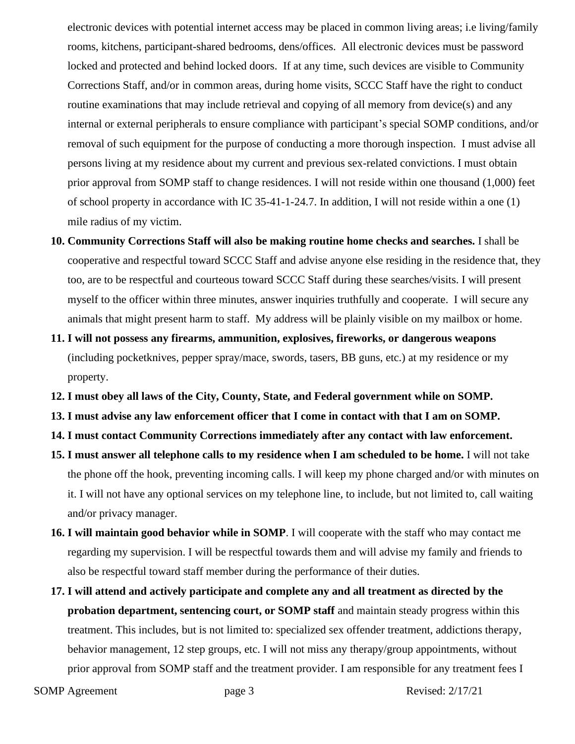electronic devices with potential internet access may be placed in common living areas; i.e living/family rooms, kitchens, participant-shared bedrooms, dens/offices. All electronic devices must be password locked and protected and behind locked doors. If at any time, such devices are visible to Community Corrections Staff, and/or in common areas, during home visits, SCCC Staff have the right to conduct routine examinations that may include retrieval and copying of all memory from device(s) and any internal or external peripherals to ensure compliance with participant's special SOMP conditions, and/or removal of such equipment for the purpose of conducting a more thorough inspection. I must advise all persons living at my residence about my current and previous sex-related convictions. I must obtain prior approval from SOMP staff to change residences. I will not reside within one thousand (1,000) feet of school property in accordance with IC 35-41-1-24.7. In addition, I will not reside within a one (1) mile radius of my victim.

10. **Community Corrections Staff will also be making routine home checks and searches.** I shall be cooperative and respectful toward SCCC Staff and advise anyone else residing in the residence that, they too, are to be respectful and courteous toward SCCC Staff during these searches/visits. I will present myself to the officer within three minutes, answer inquiries truthfully and cooperate. I will secure any animals that might present harm to staff. My address will be plainly visible on my mailbox or home.
11. **I will not possess any firearms, ammunition, explosives, fireworks, or dangerous weapons** (including pocketknives, pepper spray/mace, swords, tasers, BB guns, etc.) at my residence or my property.
12. **I must obey all laws of the City, County, State, and Federal government while on SOMP.**
13. **I must advise any law enforcement officer that I come in contact with that I am on SOMP.**
14. **I must contact Community Corrections immediately after any contact with law enforcement.**
15. **I must answer all telephone calls to my residence when I am scheduled to be home.** I will not take the phone off the hook, preventing incoming calls. I will keep my phone charged and/or with minutes on it. I will not have any optional services on my telephone line, to include, but not limited to, call waiting and/or privacy manager.
16. **I will maintain good behavior while in SOMP**. I will cooperate with the staff who may contact me regarding my supervision. I will be respectful towards them and will advise my family and friends to also be respectful toward staff member during the performance of their duties.
17. **I will attend and actively participate and complete any and all treatment as directed by the probation department, sentencing court, or SOMP staff** and maintain steady progress within this treatment. This includes, but is not limited to: specialized sex offender treatment, addictions therapy, behavior management, 12 step groups, etc. I will not miss any therapy/group appointments, without prior approval from SOMP staff and the treatment provider. I am responsible for any treatment fees I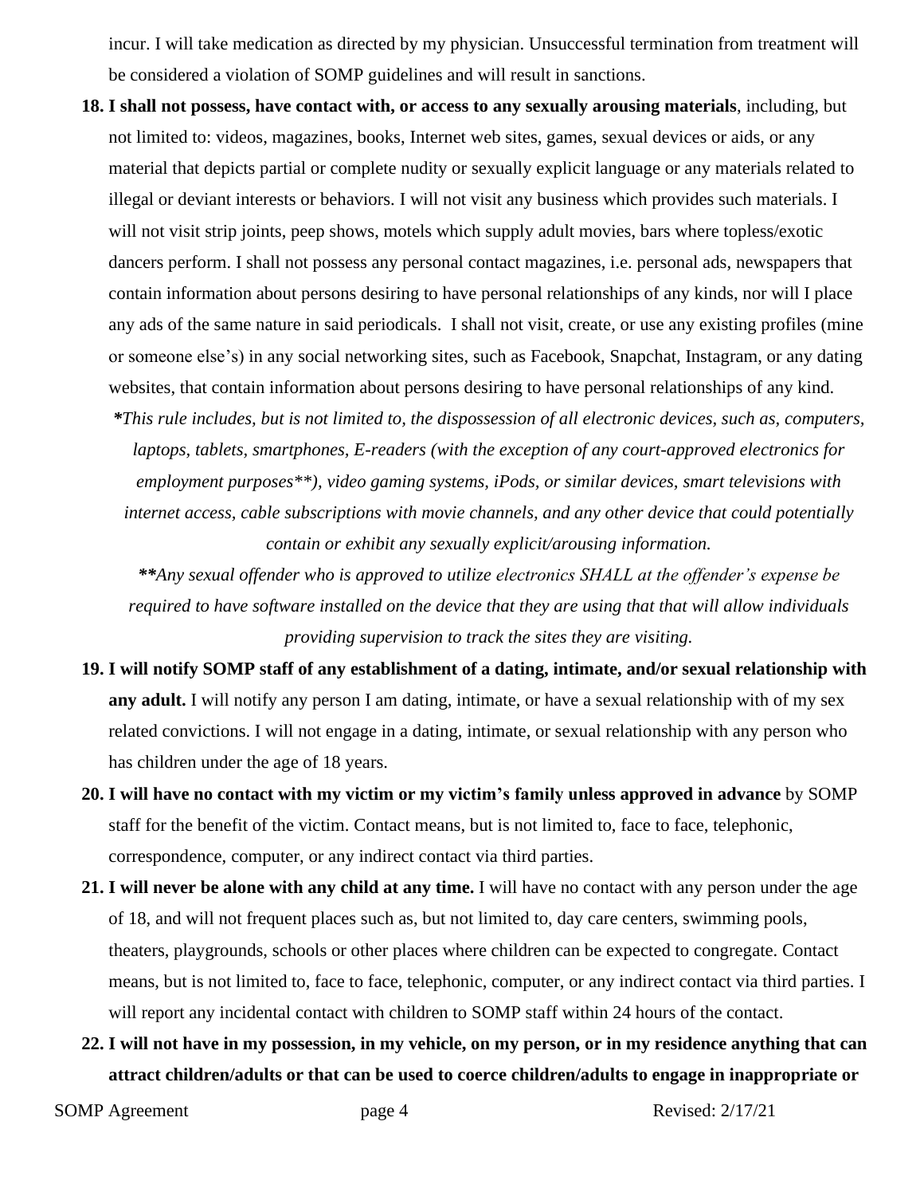incur. I will take medication as directed by my physician. Unsuccessful termination from treatment will be considered a violation of SOMP guidelines and will result in sanctions.

18. **I shall not possess, have contact with, or access to any sexually arousing materials**, including, but not limited to: videos, magazines, books, Internet web sites, games, sexual devices or aids, or any material that depicts partial or complete nudity or sexually explicit language or any materials related to illegal or deviant interests or behaviors. I will not visit any business which provides such materials. I will not visit strip joints, peep shows, motels which supply adult movies, bars where topless/exotic dancers perform. I shall not possess any personal contact magazines, i.e. personal ads, newspapers that contain information about persons desiring to have personal relationships of any kinds, nor will I place any ads of the same nature in said periodicals. I shall not visit, create, or use any existing profiles (mine or someone else's) in any social networking sites, such as Facebook, Snapchat, Instagram, or any dating websites, that contain information about persons desiring to have personal relationships of any kind.

    ***This rule includes, but is not limited to, the dispossession of all electronic devices, such as, computers, laptops, tablets, smartphones, E-readers (with the exception of any court-approved electronics for employment purposes**), video gaming systems, iPods, or similar devices, smart televisions with internet access, cable subscriptions with movie channels, and any other device that could potentially contain or exhibit any sexually explicit/arousing information.*

    ****Any sexual offender who is approved to utilize electronics SHALL at the offender's expense be required to have software installed on the device that they are using that that will allow individuals providing supervision to track the sites they are visiting.*

19. **I will notify SOMP staff of any establishment of a dating, intimate, and/or sexual relationship with any adult.** I will notify any person I am dating, intimate, or have a sexual relationship with of my sex related convictions. I will not engage in a dating, intimate, or sexual relationship with any person who has children under the age of 18 years.

20. **I will have no contact with my victim or my victim's family unless approved in advance** by SOMP staff for the benefit of the victim. Contact means, but is not limited to, face to face, telephonic, correspondence, computer, or any indirect contact via third parties.

21. **I will never be alone with any child at any time.** I will have no contact with any person under the age of 18, and will not frequent places such as, but not limited to, day care centers, swimming pools, theaters, playgrounds, schools or other places where children can be expected to congregate. Contact means, but is not limited to, face to face, telephonic, computer, or any indirect contact via third parties. I will report any incidental contact with children to SOMP staff within 24 hours of the contact.

22. **I will not have in my possession, in my vehicle, on my person, or in my residence anything that can attract children/adults or that can be used to coerce children/adults to engage in inappropriate or**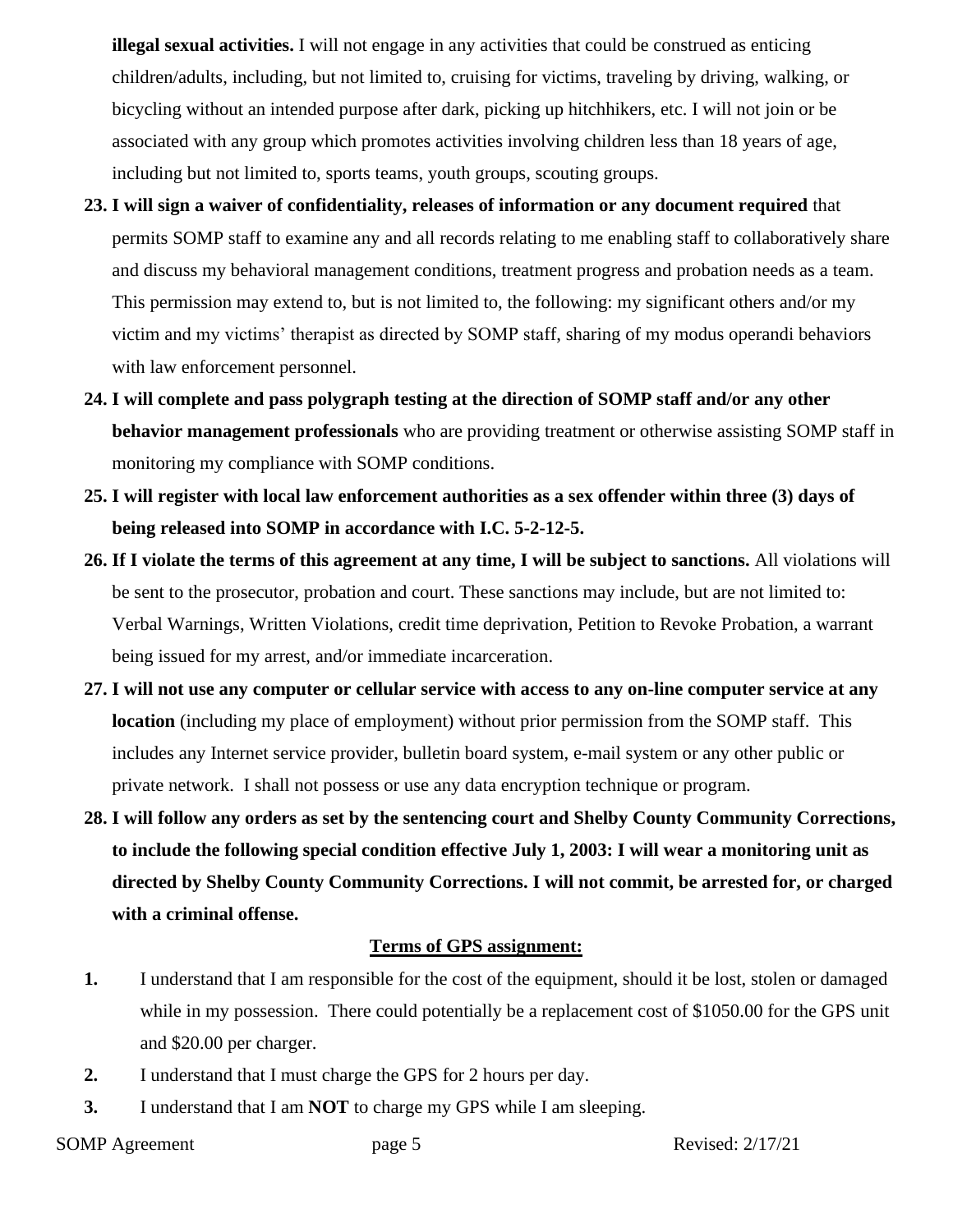**illegal sexual activities.** I will not engage in any activities that could be construed as enticing children/adults, including, but not limited to, cruising for victims, traveling by driving, walking, or bicycling without an intended purpose after dark, picking up hitchhikers, etc. I will not join or be associated with any group which promotes activities involving children less than 18 years of age, including but not limited to, sports teams, youth groups, scouting groups.

23. **I will sign a waiver of confidentiality, releases of information or any document required** that permits SOMP staff to examine any and all records relating to me enabling staff to collaboratively share and discuss my behavioral management conditions, treatment progress and probation needs as a team. This permission may extend to, but is not limited to, the following: my significant others and/or my victim and my victims' therapist as directed by SOMP staff, sharing of my modus operandi behaviors with law enforcement personnel.
24. **I will complete and pass polygraph testing at the direction of SOMP staff and/or any other behavior management professionals** who are providing treatment or otherwise assisting SOMP staff in monitoring my compliance with SOMP conditions.
25. **I will register with local law enforcement authorities as a sex offender within three (3) days of being released into SOMP in accordance with I.C. 5-2-12-5.**
26. **If I violate the terms of this agreement at any time, I will be subject to sanctions.** All violations will be sent to the prosecutor, probation and court. These sanctions may include, but are not limited to: Verbal Warnings, Written Violations, credit time deprivation, Petition to Revoke Probation, a warrant being issued for my arrest, and/or immediate incarceration.
27. **I will not use any computer or cellular service with access to any on-line computer service at any location** (including my place of employment) without prior permission from the SOMP staff. This includes any Internet service provider, bulletin board system, e-mail system or any other public or private network. I shall not possess or use any data encryption technique or program.
28. **I will follow any orders as set by the sentencing court and Shelby County Community Corrections, to include the following special condition effective July 1, 2003: I will wear a monitoring unit as directed by Shelby County Community Corrections. I will not commit, be arrested for, or charged with a criminal offense.**

**Terms of GPS assignment:**

1. I understand that I am responsible for the cost of the equipment, should it be lost, stolen or damaged while in my possession. There could potentially be a replacement cost of $1050.00 for the GPS unit and $20.00 per charger.
2. I understand that I must charge the GPS for 2 hours per day.
3. I understand that I am **NOT** to charge my GPS while I am sleeping.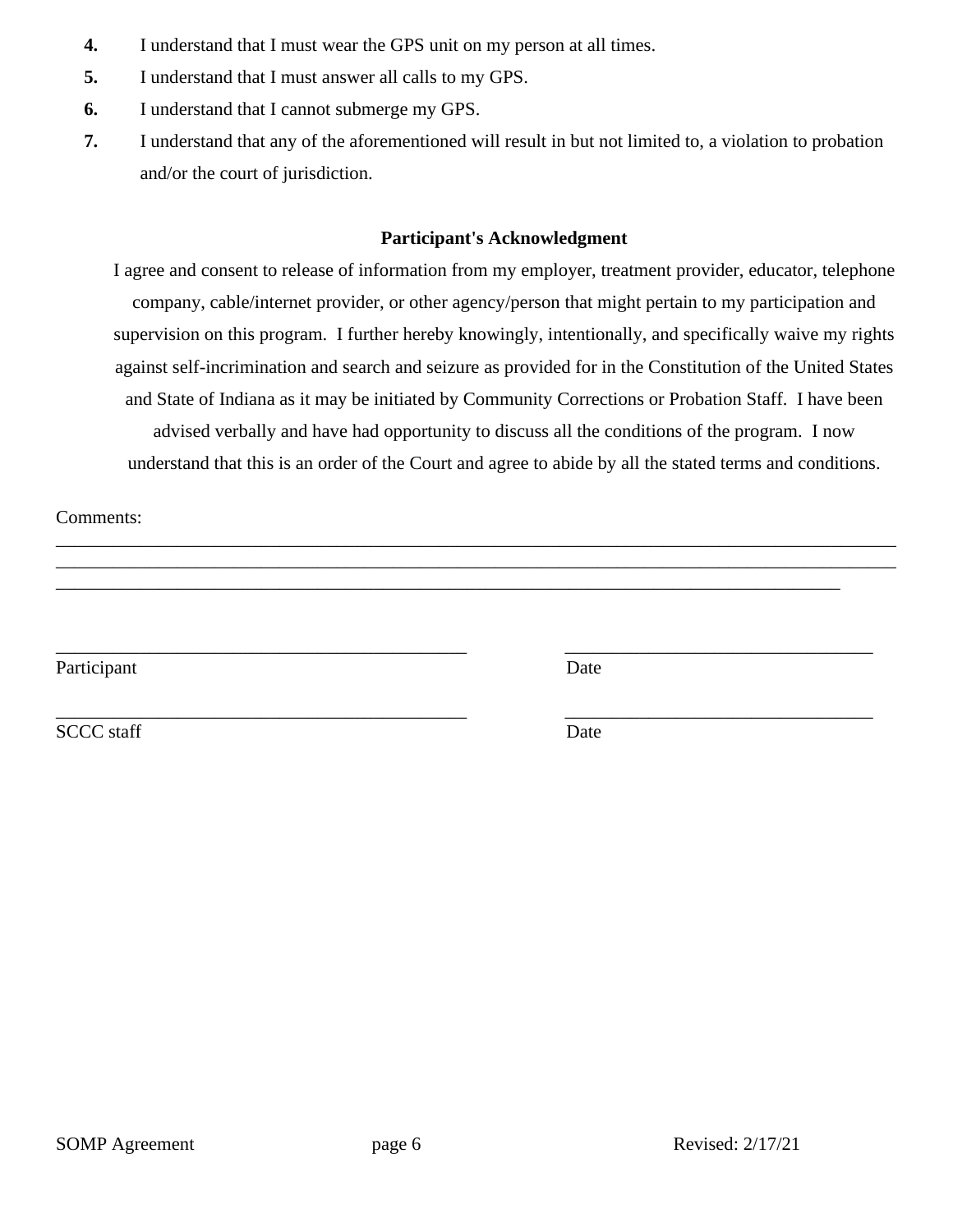4. I understand that I must wear the GPS unit on my person at all times.
5. I understand that I must answer all calls to my GPS.
6. I understand that I cannot submerge my GPS.
7. I understand that any of the aforementioned will result in but not limited to, a violation to probation and/or the court of jurisdiction.

**Participant's Acknowledgment**

I agree and consent to release of information from my employer, treatment provider, educator, telephone company, cable/internet provider, or other agency/person that might pertain to my participation and supervision on this program. I further hereby knowingly, intentionally, and specifically waive my rights against self-incrimination and search and seizure as provided for in the Constitution of the United States and State of Indiana as it may be initiated by Community Corrections or Probation Staff. I have been advised verbally and have had opportunity to discuss all the conditions of the program. I now understand that this is an order of the Court and agree to abide by all the stated terms and conditions.

Comments:
______________________________________________________________________________________
______________________________________________________________________________________
______________________________________________________________________________

_________________________________________ _______________________________
Participant Date

_________________________________________ _______________________________
SCCC staff Date

SOMP Agreement Revised: 2/17/21